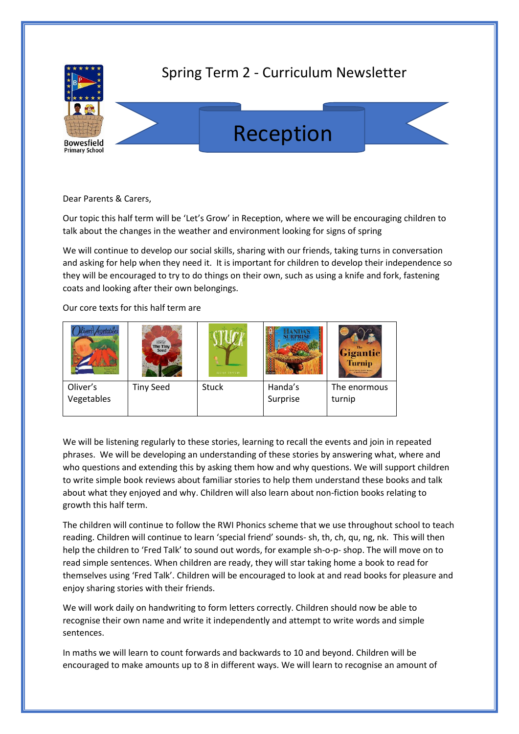Bowesfield Primary School

# Spring Term 2 - Curriculum Newsletter

## Reception

Dear Parents & Carers,

Our topic this half term will be 'Let's Grow' in Reception, where we will be encouraging children to talk about the changes in the weather and environment looking for signs of spring

We will continue to develop our social skills, sharing with our friends, taking turns in conversation and asking for help when they need it. It is important for children to develop their independence so they will be encouraged to try to do things on their own, such as using a knife and fork, fastening coats and looking after their own belongings.

Our core texts for this half term are

| | | | | |
|---|---|---|---|---|
| Oliver's Vegetables | Tiny Seed | Stuck | Handa's Surprise | The enormous turnip |

We will be listening regularly to these stories, learning to recall the events and join in repeated phrases. We will be developing an understanding of these stories by answering what, where and who questions and extending this by asking them how and why questions. We will support children to write simple book reviews about familiar stories to help them understand these books and talk about what they enjoyed and why. Children will also learn about non-fiction books relating to growth this half term.

The children will continue to follow the RWI Phonics scheme that we use throughout school to teach reading. Children will continue to learn 'special friend' sounds- sh, th, ch, qu, ng, nk. This will then help the children to 'Fred Talk' to sound out words, for example sh-o-p- shop. The will move on to read simple sentences. When children are ready, they will star taking home a book to read for themselves using 'Fred Talk'. Children will be encouraged to look at and read books for pleasure and enjoy sharing stories with their friends.

We will work daily on handwriting to form letters correctly. Children should now be able to recognise their own name and write it independently and attempt to write words and simple sentences.

In maths we will learn to count forwards and backwards to 10 and beyond. Children will be encouraged to make amounts up to 8 in different ways. We will learn to recognise an amount of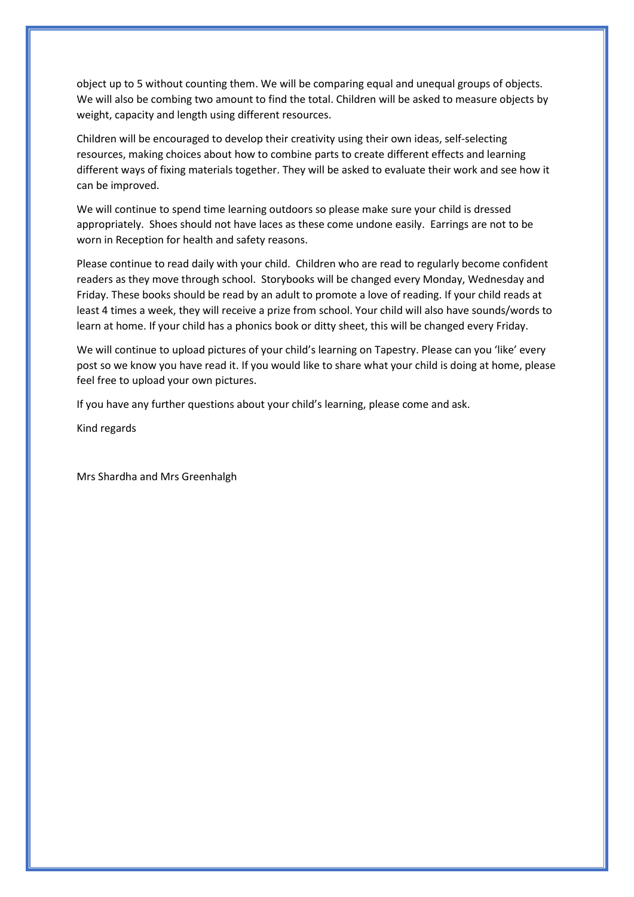object up to 5 without counting them. We will be comparing equal and unequal groups of objects. We will also be combing two amount to find the total. Children will be asked to measure objects by weight, capacity and length using different resources.

Children will be encouraged to develop their creativity using their own ideas, self-selecting resources, making choices about how to combine parts to create different effects and learning different ways of fixing materials together. They will be asked to evaluate their work and see how it can be improved.

We will continue to spend time learning outdoors so please make sure your child is dressed appropriately. Shoes should not have laces as these come undone easily. Earrings are not to be worn in Reception for health and safety reasons.

Please continue to read daily with your child. Children who are read to regularly become confident readers as they move through school. Storybooks will be changed every Monday, Wednesday and Friday. These books should be read by an adult to promote a love of reading. If your child reads at least 4 times a week, they will receive a prize from school. Your child will also have sounds/words to learn at home. If your child has a phonics book or ditty sheet, this will be changed every Friday.

We will continue to upload pictures of your child's learning on Tapestry. Please can you 'like' every post so we know you have read it. If you would like to share what your child is doing at home, please feel free to upload your own pictures.

If you have any further questions about your child's learning, please come and ask.

Kind regards

Mrs Shardha and Mrs Greenhalgh